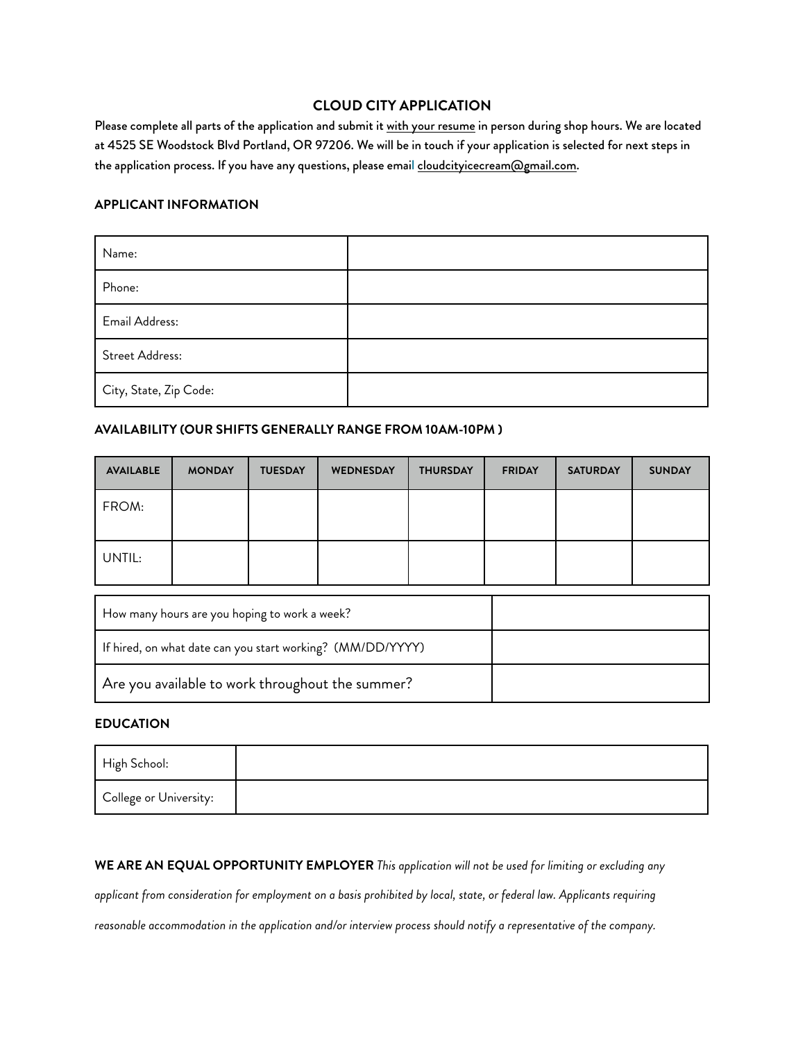# CLOUD CITY APPLICATION

Please complete all parts of the application and submit it with your resume in person during shop hours. We are located at 4525 SE Woodstock Blvd Portland, OR 97206. We will be in touch if your application is selected for next steps in the application process. If you have any questions, please email cloudcityicecream@gmail.com.

## APPLICANT INFORMATION

| | |
|---|---|
| Name: | |
| Phone: | |
| Email Address: | |
| Street Address: | |
| City, State, Zip Code: | |

## AVAILABILITY (OUR SHIFTS GENERALLY RANGE FROM 10AM-10PM )

| AVAILABLE | MONDAY | TUESDAY | WEDNESDAY | THURSDAY | FRIDAY | SATURDAY | SUNDAY |
|---|---|---|---|---|---|---|---|
| FROM: | | | | | | | |
| UNTIL: | | | | | | | |

| | |
|---|---|
| How many hours are you hoping to work a week? | |
| If hired, on what date can you start working? (MM/DD/YYYY) | |
| Are you available to work throughout the summer? | |

## EDUCATION

| | |
|---|---|
| High School: | |
| College or University: | |

**WE ARE AN EQUAL OPPORTUNITY EMPLOYER** *This application will not be used for limiting or excluding any applicant from consideration for employment on a basis prohibited by local, state, or federal law. Applicants requiring reasonable accommodation in the application and/or interview process should notify a representative of the company.*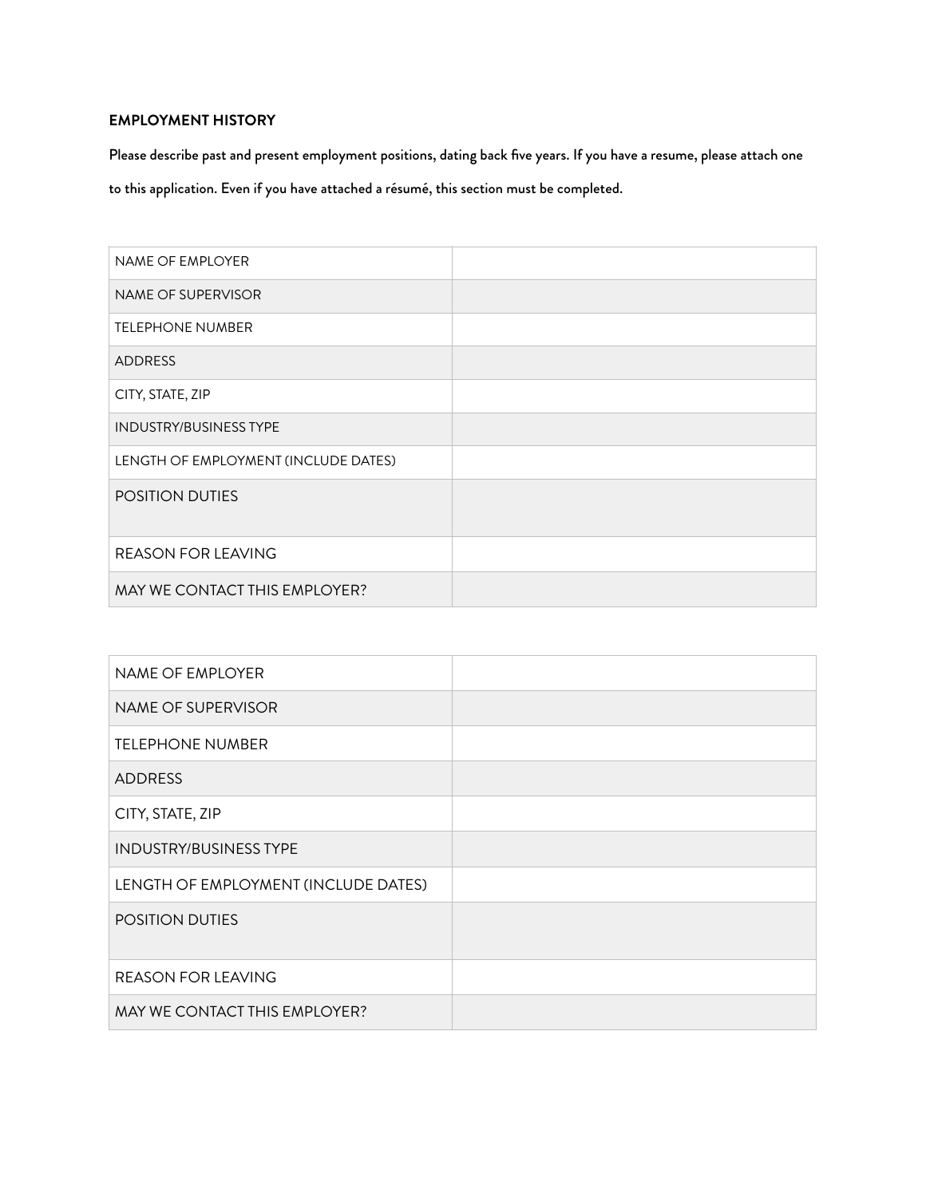**EMPLOYMENT HISTORY**

Please describe past and present employment positions, dating back five years. If you have a resume, please attach one to this application. Even if you have attached a résumé, this section must be completed.

| NAME OF EMPLOYER | |
|---|---|
| NAME OF SUPERVISOR | |
| TELEPHONE NUMBER | |
| ADDRESS | |
| CITY, STATE, ZIP | |
| INDUSTRY/BUSINESS TYPE | |
| LENGTH OF EMPLOYMENT (INCLUDE DATES) | |
| POSITION DUTIES | |
| REASON FOR LEAVING | |
| MAY WE CONTACT THIS EMPLOYER? | |

| NAME OF EMPLOYER | |
|---|---|
| NAME OF SUPERVISOR | |
| TELEPHONE NUMBER | |
| ADDRESS | |
| CITY, STATE, ZIP | |
| INDUSTRY/BUSINESS TYPE | |
| LENGTH OF EMPLOYMENT (INCLUDE DATES) | |
| POSITION DUTIES | |
| REASON FOR LEAVING | |
| MAY WE CONTACT THIS EMPLOYER? | |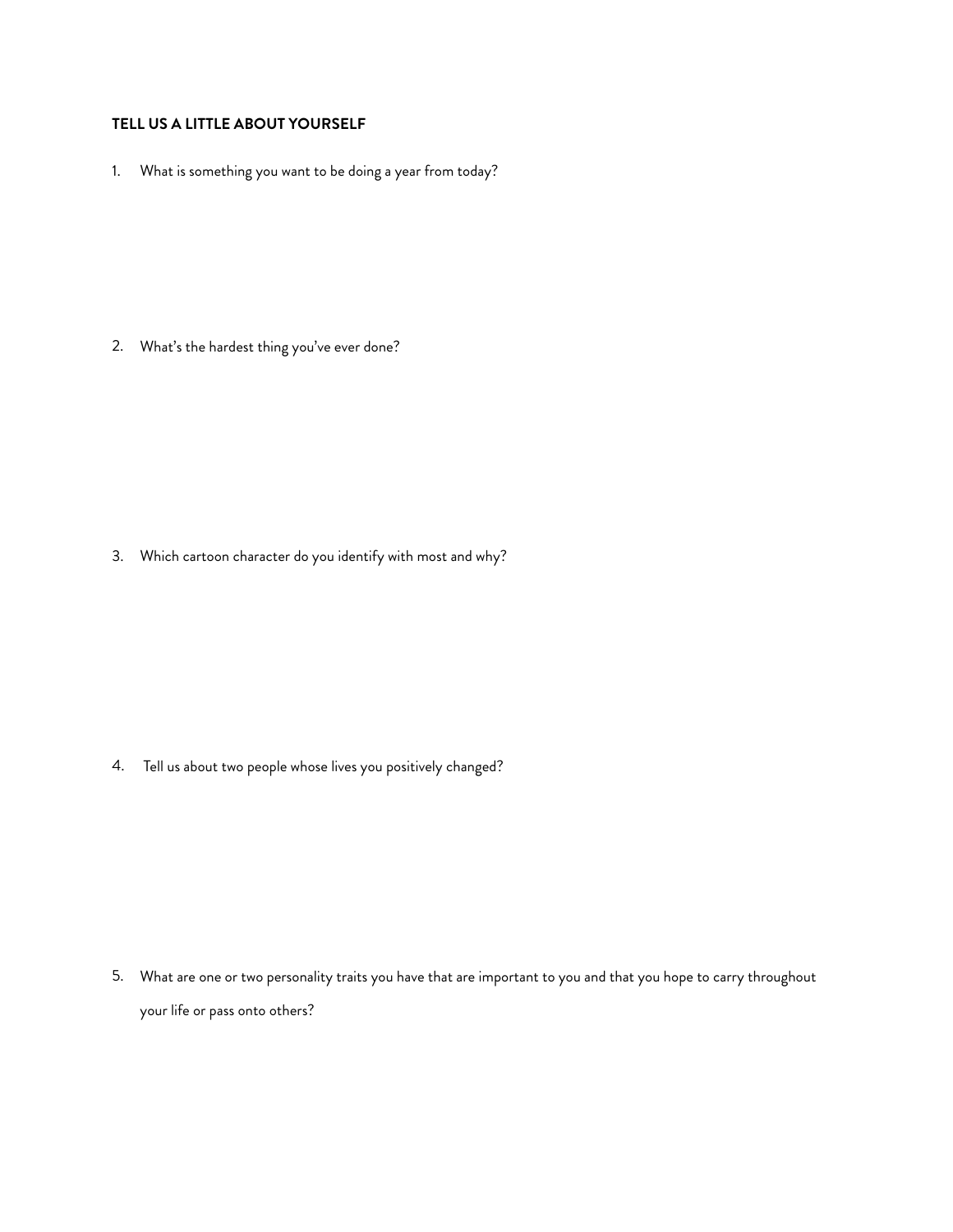**TELL US A LITTLE ABOUT YOURSELF**

1. What is something you want to be doing a year from today?

2. What's the hardest thing you've ever done?

3. Which cartoon character do you identify with most and why?

4. Tell us about two people whose lives you positively changed?

5. What are one or two personality traits you have that are important to you and that you hope to carry throughout your life or pass onto others?